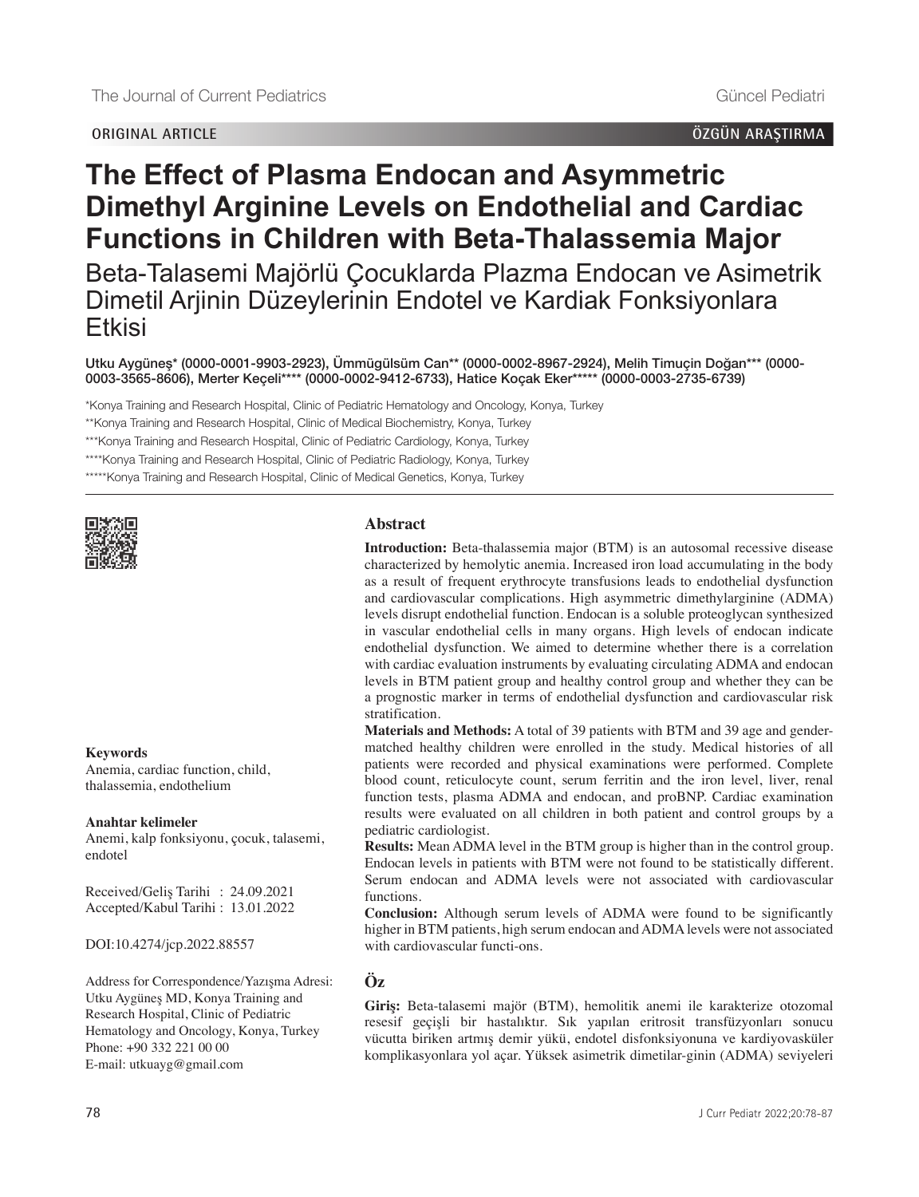ORIGINAL ARTICLE

ÖZGÜN ARAŞTIRMA

# The Effect of Plasma Endocan and Asymmetric Dimethyl Arginine Levels on Endothelial and Cardiac Functions in Children with Beta-Thalassemia Major

## Beta-Talasemi Majörlü Çocuklarda Plazma Endocan ve Asimetrik Dimetil Arjinin Düzeylerinin Endotel ve Kardiak Fonksiyonlara Etkisi

**Utku Aygüneş* (0000-0001-9903-2923), Ümmügülsüm Can** (0000-0002-8967-2924), Melih Timuçin Doğan*** (0000-0003-3565-8606), Merter Keçeli**** (0000-0002-9412-6733), Hatice Koçak Eker***** (0000-0003-2735-6739)**

*Konya Training and Research Hospital, Clinic of Pediatric Hematology and Oncology, Konya, Turkey

**Konya Training and Research Hospital, Clinic of Medical Biochemistry, Konya, Turkey

***Konya Training and Research Hospital, Clinic of Pediatric Cardiology, Konya, Turkey

****Konya Training and Research Hospital, Clinic of Pediatric Radiology, Konya, Turkey

*****Konya Training and Research Hospital, Clinic of Medical Genetics, Konya, Turkey

**Keywords**

Anemia, cardiac function, child, thalassemia, endothelium

**Anahtar kelimeler**

Anemi, kalp fonksiyonu, çocuk, talasemi, endotel

Received/Geliş Tarihi : 24.09.2021
Accepted/Kabul Tarihi : 13.01.2022

DOI:10.4274/jcp.2022.88557

Address for Correspondence/Yazışma Adresi:
Utku Aygüneş MD, Konya Training and Research Hospital, Clinic of Pediatric Hematology and Oncology, Konya, Turkey
Phone: +90 332 221 00 00
E-mail: utkuayg@gmail.com

## Abstract

**Introduction:** Beta-thalassemia major (BTM) is an autosomal recessive disease characterized by hemolytic anemia. Increased iron load accumulating in the body as a result of frequent erythrocyte transfusions leads to endothelial dysfunction and cardiovascular complications. High asymmetric dimethylarginine (ADMA) levels disrupt endothelial function. Endocan is a soluble proteoglycan synthesized in vascular endothelial cells in many organs. High levels of endocan indicate endothelial dysfunction. We aimed to determine whether there is a correlation with cardiac evaluation instruments by evaluating circulating ADMA and endocan levels in BTM patient group and healthy control group and whether they can be a prognostic marker in terms of endothelial dysfunction and cardiovascular risk stratification.

**Materials and Methods:** A total of 39 patients with BTM and 39 age and gender-matched healthy children were enrolled in the study. Medical histories of all patients were recorded and physical examinations were performed. Complete blood count, reticulocyte count, serum ferritin and the iron level, liver, renal function tests, plasma ADMA and endocan, and proBNP. Cardiac examination results were evaluated on all children in both patient and control groups by a pediatric cardiologist.

**Results:** Mean ADMA level in the BTM group is higher than in the control group. Endocan levels in patients with BTM were not found to be statistically different. Serum endocan and ADMA levels were not associated with cardiovascular functions.

**Conclusion:** Although serum levels of ADMA were found to be significantly higher in BTM patients, high serum endocan and ADMA levels were not associated with cardiovascular functi-ons.

## Öz

**Giriş:** Beta-talasemi majör (BTM), hemolitik anemi ile karakterize otozomal resesif geçişli bir hastalıktır. Sık yapılan eritrosit transfüzyonları sonucu vücutta biriken artmış demir yükü, endotel disfonksiyonuna ve kardiyovasküler komplikasyonlara yol açar. Yüksek asimetrik dimetilar-ginin (ADMA) seviyeleri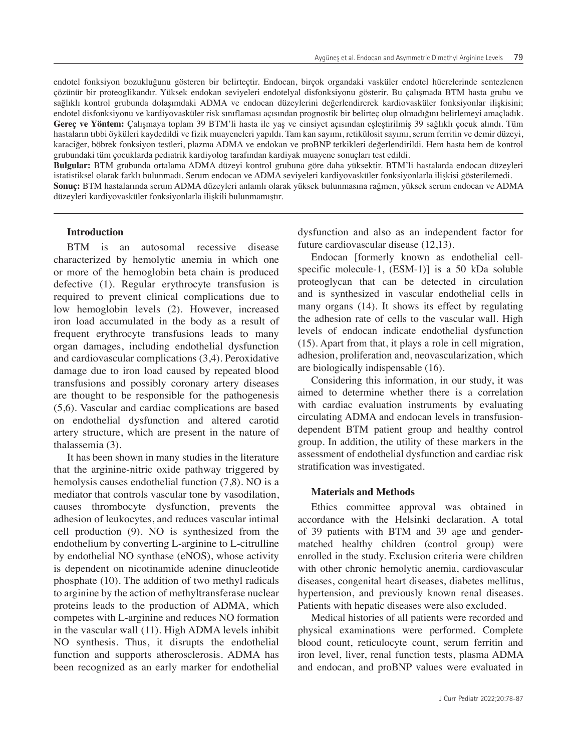endotel fonksiyon bozukluğunu gösteren bir belirteçtir. Endocan, birçok organdaki vasküler endotel hücrelerinde sentezlenen çözünür bir proteoglikandır. Yüksek endokan seviyeleri endotelyal disfonksiyonu gösterir. Bu çalışmada BTM hasta grubu ve sağlıklı kontrol grubunda dolaşımdaki ADMA ve endocan düzeylerini değerlendirerek kardiovasküler fonksiyonlar ilişkisini; endotel disfonksiyonu ve kardiyovasküler risk sınıflaması açısından prognostik bir belirteç olup olmadığını belirlemeyi amaçladık.

**Gereç ve Yöntem:** Çalışmaya toplam 39 BTM'li hasta ile yaş ve cinsiyet açısından eşleştirilmiş 39 sağlıklı çocuk alındı. Tüm hastaların tıbbi öyküleri kaydedildi ve fizik muayeneleri yapıldı. Tam kan sayımı, retikülosit sayımı, serum ferritin ve demir düzeyi, karaciğer, böbrek fonksiyon testleri, plazma ADMA ve endokan ve proBNP tetkikleri değerlendirildi. Hem hasta hem de kontrol grubundaki tüm çocuklarda pediatrik kardiyolog tarafından kardiyak muayene sonuçları test edildi.

**Bulgular:** BTM grubunda ortalama ADMA düzeyi kontrol grubuna göre daha yüksektir. BTM'li hastalarda endocan düzeyleri istatistiksel olarak farklı bulunmadı. Serum endocan ve ADMA seviyeleri kardiyovasküler fonksiyonlarla ilişkisi gösterilemedi.

**Sonuç:** BTM hastalarında serum ADMA düzeyleri anlamlı olarak yüksek bulunmasına rağmen, yüksek serum endocan ve ADMA düzeyleri kardiyovasküler fonksiyonlarla ilişkili bulunmamıştır.

## Introduction

BTM is an autosomal recessive disease characterized by hemolytic anemia in which one or more of the hemoglobin beta chain is produced defective (1). Regular erythrocyte transfusion is required to prevent clinical complications due to low hemoglobin levels (2). However, increased iron load accumulated in the body as a result of frequent erythrocyte transfusions leads to many organ damages, including endothelial dysfunction and cardiovascular complications (3,4). Peroxidative damage due to iron load caused by repeated blood transfusions and possibly coronary artery diseases are thought to be responsible for the pathogenesis (5,6). Vascular and cardiac complications are based on endothelial dysfunction and altered carotid artery structure, which are present in the nature of thalassemia (3).

It has been shown in many studies in the literature that the arginine-nitric oxide pathway triggered by hemolysis causes endothelial function (7,8). NO is a mediator that controls vascular tone by vasodilation, causes thrombocyte dysfunction, prevents the adhesion of leukocytes, and reduces vascular intimal cell production (9). NO is synthesized from the endothelium by converting L-arginine to L-citrulline by endothelial NO synthase (eNOS), whose activity is dependent on nicotinamide adenine dinucleotide phosphate (10). The addition of two methyl radicals to arginine by the action of methyltransferase nuclear proteins leads to the production of ADMA, which competes with L-arginine and reduces NO formation in the vascular wall (11). High ADMA levels inhibit NO synthesis. Thus, it disrupts the endothelial function and supports atherosclerosis. ADMA has been recognized as an early marker for endothelial dysfunction and also as an independent factor for future cardiovascular disease (12,13).

Endocan [formerly known as endothelial cell-specific molecule-1, (ESM-1)] is a 50 kDa soluble proteoglycan that can be detected in circulation and is synthesized in vascular endothelial cells in many organs (14). It shows its effect by regulating the adhesion rate of cells to the vascular wall. High levels of endocan indicate endothelial dysfunction (15). Apart from that, it plays a role in cell migration, adhesion, proliferation and, neovascularization, which are biologically indispensable (16).

Considering this information, in our study, it was aimed to determine whether there is a correlation with cardiac evaluation instruments by evaluating circulating ADMA and endocan levels in transfusion-dependent BTM patient group and healthy control group. In addition, the utility of these markers in the assessment of endothelial dysfunction and cardiac risk stratification was investigated.

## Materials and Methods

Ethics committee approval was obtained in accordance with the Helsinki declaration. A total of 39 patients with BTM and 39 age and gender-matched healthy children (control group) were enrolled in the study. Exclusion criteria were children with other chronic hemolytic anemia, cardiovascular diseases, congenital heart diseases, diabetes mellitus, hypertension, and previously known renal diseases. Patients with hepatic diseases were also excluded.

Medical histories of all patients were recorded and physical examinations were performed. Complete blood count, reticulocyte count, serum ferritin and iron level, liver, renal function tests, plasma ADMA and endocan, and proBNP values were evaluated in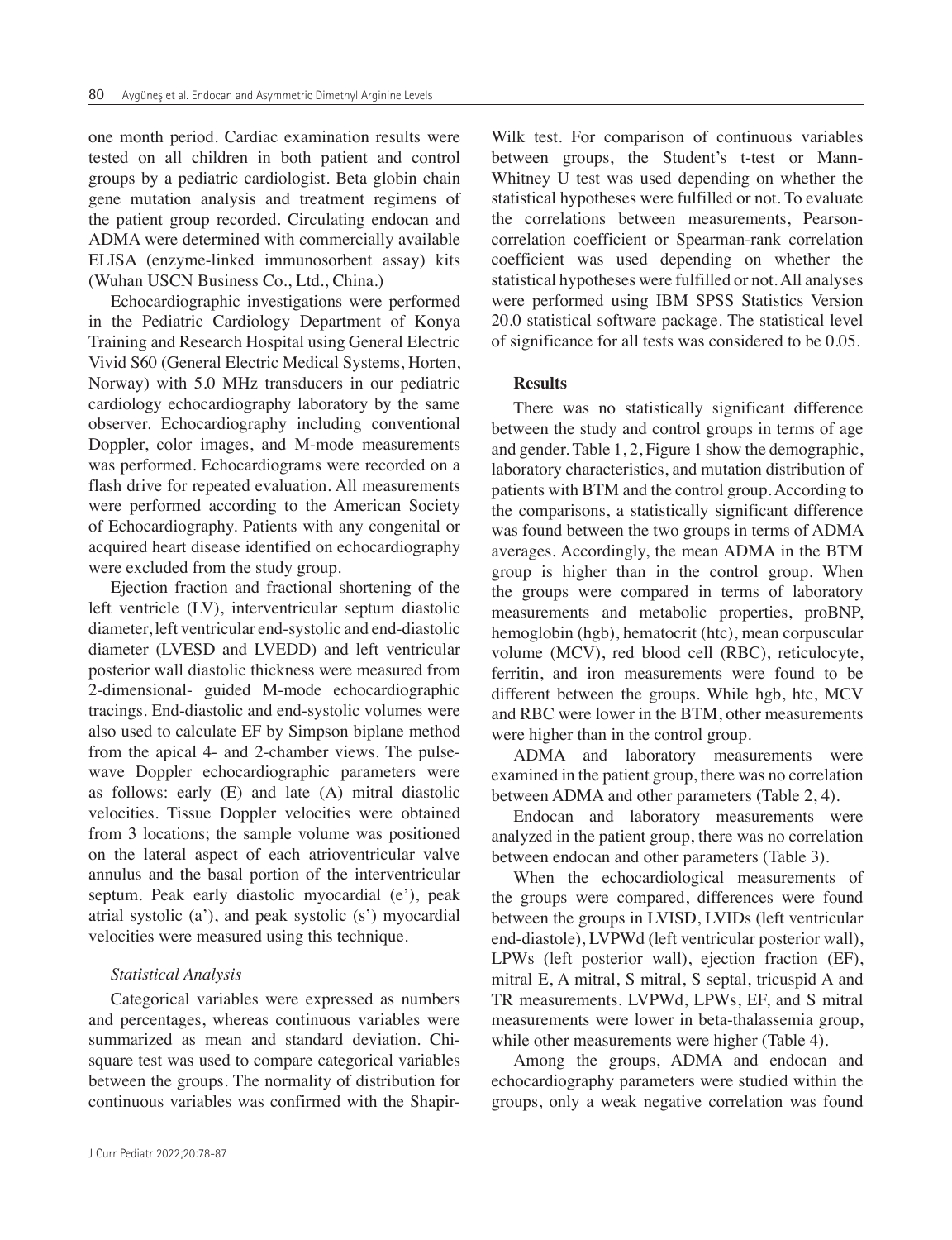one month period. Cardiac examination results were tested on all children in both patient and control groups by a pediatric cardiologist. Beta globin chain gene mutation analysis and treatment regimens of the patient group recorded. Circulating endocan and ADMA were determined with commercially available ELISA (enzyme-linked immunosorbent assay) kits (Wuhan USCN Business Co., Ltd., China.)

Echocardiographic investigations were performed in the Pediatric Cardiology Department of Konya Training and Research Hospital using General Electric Vivid S60 (General Electric Medical Systems, Horten, Norway) with 5.0 MHz transducers in our pediatric cardiology echocardiography laboratory by the same observer. Echocardiography including conventional Doppler, color images, and M-mode measurements was performed. Echocardiograms were recorded on a flash drive for repeated evaluation. All measurements were performed according to the American Society of Echocardiography. Patients with any congenital or acquired heart disease identified on echocardiography were excluded from the study group.

Ejection fraction and fractional shortening of the left ventricle (LV), interventricular septum diastolic diameter, left ventricular end-systolic and end-diastolic diameter (LVESD and LVEDD) and left ventricular posterior wall diastolic thickness were measured from 2-dimensional- guided M-mode echocardiographic tracings. End-diastolic and end-systolic volumes were also used to calculate EF by Simpson biplane method from the apical 4- and 2-chamber views. The pulse-wave Doppler echocardiographic parameters were as follows: early (E) and late (A) mitral diastolic velocities. Tissue Doppler velocities were obtained from 3 locations; the sample volume was positioned on the lateral aspect of each atrioventricular valve annulus and the basal portion of the interventricular septum. Peak early diastolic myocardial (e'), peak atrial systolic (a'), and peak systolic (s') myocardial velocities were measured using this technique.

### *Statistical Analysis*

Categorical variables were expressed as numbers and percentages, whereas continuous variables were summarized as mean and standard deviation. Chi-square test was used to compare categorical variables between the groups. The normality of distribution for continuous variables was confirmed with the Shapir-Wilk test. For comparison of continuous variables between groups, the Student's t-test or Mann-Whitney U test was used depending on whether the statistical hypotheses were fulfilled or not. To evaluate the correlations between measurements, Pearson-correlation coefficient or Spearman-rank correlation coefficient was used depending on whether the statistical hypotheses were fulfilled or not. All analyses were performed using IBM SPSS Statistics Version 20.0 statistical software package. The statistical level of significance for all tests was considered to be 0.05.

## Results

There was no statistically significant difference between the study and control groups in terms of age and gender. Table 1, 2, Figure 1 show the demographic, laboratory characteristics, and mutation distribution of patients with BTM and the control group. According to the comparisons, a statistically significant difference was found between the two groups in terms of ADMA averages. Accordingly, the mean ADMA in the BTM group is higher than in the control group. When the groups were compared in terms of laboratory measurements and metabolic properties, proBNP, hemoglobin (hgb), hematocrit (htc), mean corpuscular volume (MCV), red blood cell (RBC), reticulocyte, ferritin, and iron measurements were found to be different between the groups. While hgb, htc, MCV and RBC were lower in the BTM, other measurements were higher than in the control group.

ADMA and laboratory measurements were examined in the patient group, there was no correlation between ADMA and other parameters (Table 2, 4).

Endocan and laboratory measurements were analyzed in the patient group, there was no correlation between endocan and other parameters (Table 3).

When the echocardiological measurements of the groups were compared, differences were found between the groups in LVISD, LVIDs (left ventricular end-diastole), LVPWd (left ventricular posterior wall), LPWs (left posterior wall), ejection fraction (EF), mitral E, A mitral, S mitral, S septal, tricuspid A and TR measurements. LVPWd, LPWs, EF, and S mitral measurements were lower in beta-thalassemia group, while other measurements were higher (Table 4).

Among the groups, ADMA and endocan and echocardiography parameters were studied within the groups, only a weak negative correlation was found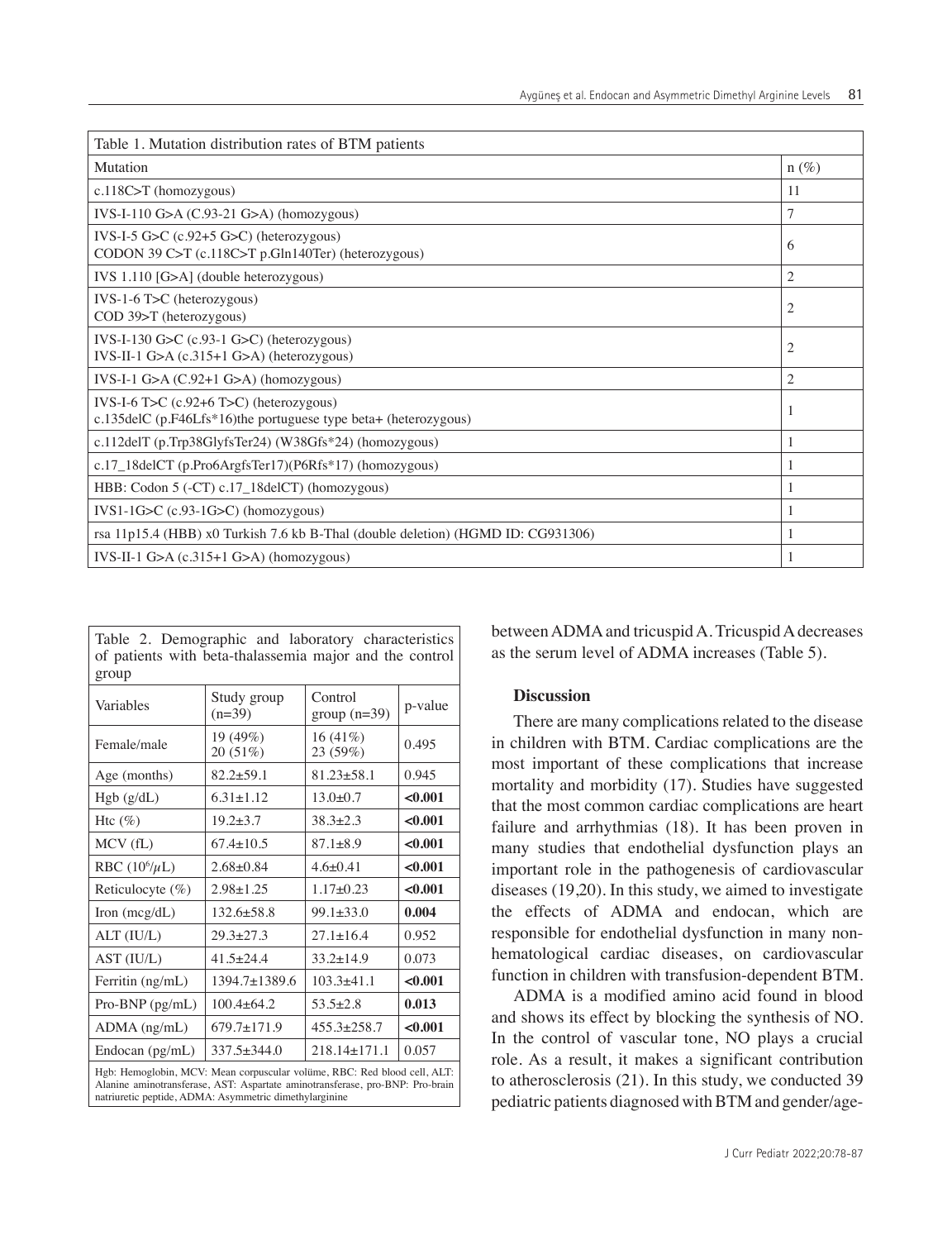| Table 1. Mutation distribution rates of BTM patients | |
|---|---|
| Mutation | n (%) |
| c.118C>T (homozygous) | 11 |
| IVS-I-110 G>A (C.93-21 G>A) (homozygous) | 7 |
| IVS-I-5 G>C (c.92+5 G>C) (heterozygous)<br>CODON 39 C>T (c.118C>T p.Gln140Ter) (heterozygous) | 6 |
| IVS 1.110 [G>A] (double heterozygous) | 2 |
| IVS-1-6 T>C (heterozygous)<br>COD 39>T (heterozygous) | 2 |
| IVS-I-130 G>C (c.93-1 G>C) (heterozygous)<br>IVS-II-1 G>A (c.315+1 G>A) (heterozygous) | 2 |
| IVS-I-1 G>A (C.92+1 G>A) (homozygous) | 2 |
| IVS-I-6 T>C (c.92+6 T>C) (heterozygous)<br>c.135delC (p.F46Lfs*16)the portuguese type beta+ (heterozygous) | 1 |
| c.112delT (p.Trp38GlyfsTer24) (W38Gfs*24) (homozygous) | 1 |
| c.17_18delCT (p.Pro6ArgfsTer17)(P6Rfs*17) (homozygous) | 1 |
| HBB: Codon 5 (-CT) c.17_18delCT) (homozygous) | 1 |
| IVS1-1G>C (c.93-1G>C) (homozygous) | 1 |
| rsa 11p15.4 (HBB) x0 Turkish 7.6 kb B-Thal (double deletion) (HGMD ID: CG931306) | 1 |
| IVS-II-1 G>A (c.315+1 G>A) (homozygous) | 1 |

| Table 2. Demographic and laboratory characteristics of patients with beta-thalassemia major and the control group | | | |
|---|---|---|---|
| Variables | Study group (n=39) | Control group (n=39) | p-value |
| Female/male | 19 (49%)<br>20 (51%) | 16 (41%)<br>23 (59%) | 0.495 |
| Age (months) | 82.2±59.1 | 81.23±58.1 | 0.945 |
| Hgb (g/dL) | 6.31±1.12 | 13.0±0.7 | **<0.001** |
| Htc (%) | 19.2±3.7 | 38.3±2.3 | **<0.001** |
| MCV (fL) | 67.4±10.5 | 87.1±8.9 | **<0.001** |
| RBC ($10^6/\mu L$) | 2.68±0.84 | 4.6±0.41 | **<0.001** |
| Reticulocyte (%) | 2.98±1.25 | 1.17±0.23 | **<0.001** |
| Iron (mcg/dL) | 132.6±58.8 | 99.1±33.0 | **0.004** |
| ALT (IU/L) | 29.3±27.3 | 27.1±16.4 | 0.952 |
| AST (IU/L) | 41.5±24.4 | 33.2±14.9 | 0.073 |
| Ferritin (ng/mL) | 1394.7±1389.6 | 103.3±41.1 | **<0.001** |
| Pro-BNP (pg/mL) | 100.4±64.2 | 53.5±2.8 | **0.013** |
| ADMA (ng/mL) | 679.7±171.9 | 455.3±258.7 | **<0.001** |
| Endocan (pg/mL) | 337.5±344.0 | 218.14±171.1 | 0.057 |

Hgb: Hemoglobin, MCV: Mean corpuscular volüme, RBC: Red blood cell, ALT: Alanine aminotransferase, AST: Aspartate aminotransferase, pro-BNP: Pro-brain natriuretic peptide, ADMA: Asymmetric dimethylarginine

between ADMA and tricuspid A. Tricuspid A decreases as the serum level of ADMA increases (Table 5).

### Discussion

There are many complications related to the disease in children with BTM. Cardiac complications are the most important of these complications that increase mortality and morbidity (17). Studies have suggested that the most common cardiac complications are heart failure and arrhythmias (18). It has been proven in many studies that endothelial dysfunction plays an important role in the pathogenesis of cardiovascular diseases (19,20). In this study, we aimed to investigate the effects of ADMA and endocan, which are responsible for endothelial dysfunction in many non-hematological cardiac diseases, on cardiovascular function in children with transfusion-dependent BTM.

ADMA is a modified amino acid found in blood and shows its effect by blocking the synthesis of NO. In the control of vascular tone, NO plays a crucial role. As a result, it makes a significant contribution to atherosclerosis (21). In this study, we conducted 39 pediatric patients diagnosed with BTM and gender/age-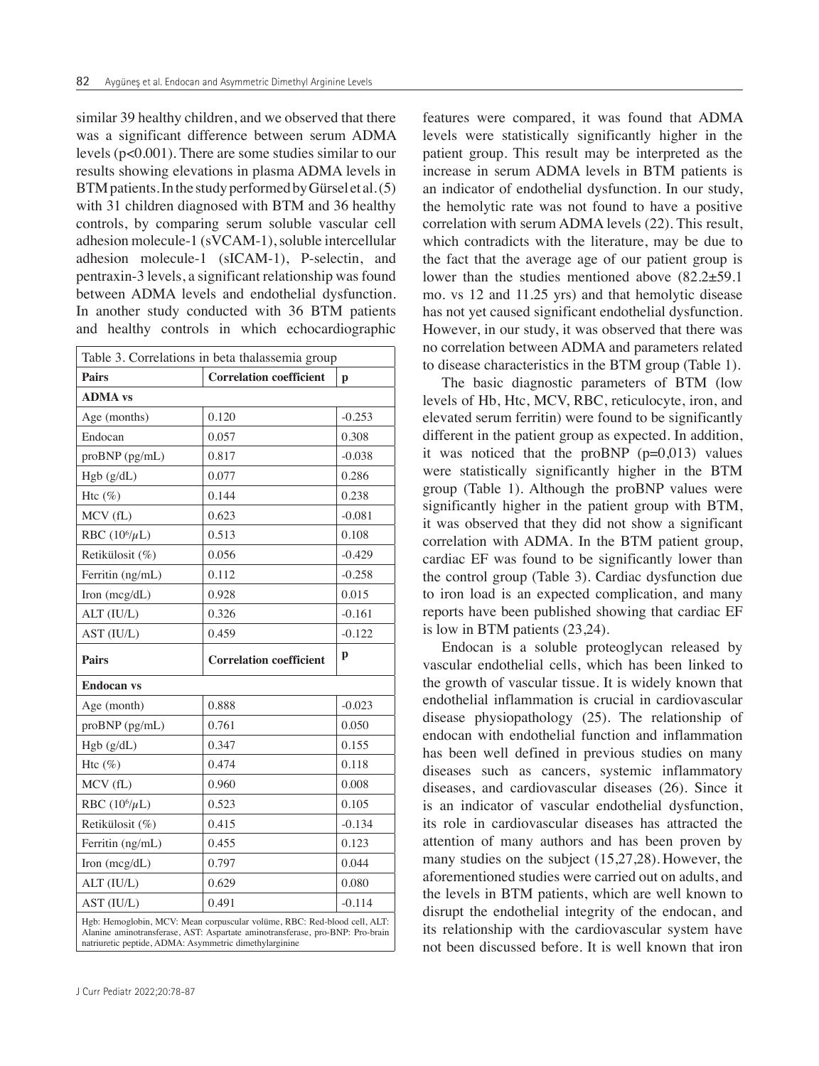similar 39 healthy children, and we observed that there was a significant difference between serum ADMA levels ($p<0.001$). There are some studies similar to our results showing elevations in plasma ADMA levels in BTM patients. In the study performed by Gürsel et al. (5) with 31 children diagnosed with BTM and 36 healthy controls, by comparing serum soluble vascular cell adhesion molecule-1 (sVCAM-1), soluble intercellular adhesion molecule-1 (sICAM-1), P-selectin, and pentraxin-3 levels, a significant relationship was found between ADMA levels and endothelial dysfunction. In another study conducted with 36 BTM patients and healthy controls in which echocardiographic features were compared, it was found that ADMA levels were statistically significantly higher in the patient group. This result may be interpreted as the increase in serum ADMA levels in BTM patients is an indicator of endothelial dysfunction. In our study, the hemolytic rate was not found to have a positive correlation with serum ADMA levels (22). This result, which contradicts with the literature, may be due to the fact that the average age of our patient group is lower than the studies mentioned above (82.2±59.1 mo. vs 12 and 11.25 yrs) and that hemolytic disease has not yet caused significant endothelial dysfunction. However, in our study, it was observed that there was no correlation between ADMA and parameters related to disease characteristics in the BTM group (Table 1).

| Table 3. Correlations in beta thalassemia group | | |
|---|---|---|
| **Pairs** | **Correlation coefficient** | **p** |
| **ADMA vs** | | |
| Age (months) | 0.120 | -0.253 |
| Endocan | 0.057 | 0.308 |
| proBNP (pg/mL) | 0.817 | -0.038 |
| Hgb (g/dL) | 0.077 | 0.286 |
| Htc (%) | 0.144 | 0.238 |
| MCV (fL) | 0.623 | -0.081 |
| RBC ($10^6/\mu L$) | 0.513 | 0.108 |
| Retikülosit (%) | 0.056 | -0.429 |
| Ferritin (ng/mL) | 0.112 | -0.258 |
| Iron (mcg/dL) | 0.928 | 0.015 |
| ALT (IU/L) | 0.326 | -0.161 |
| AST (IU/L) | 0.459 | -0.122 |
| **Pairs** | **Correlation coefficient** | **p** |
| **Endocan vs** | | |
| Age (month) | 0.888 | -0.023 |
| proBNP (pg/mL) | 0.761 | 0.050 |
| Hgb (g/dL) | 0.347 | 0.155 |
| Htc (%) | 0.474 | 0.118 |
| MCV (fL) | 0.960 | 0.008 |
| RBC ($10^6/\mu L$) | 0.523 | 0.105 |
| Retikülosit (%) | 0.415 | -0.134 |
| Ferritin (ng/mL) | 0.455 | 0.123 |
| Iron (mcg/dL) | 0.797 | 0.044 |
| ALT (IU/L) | 0.629 | 0.080 |
| AST (IU/L) | 0.491 | -0.114 |

Hgb: Hemoglobin, MCV: Mean corpuscular volüme, RBC: Red-blood cell, ALT: Alanine aminotransferase, AST: Aspartate aminotransferase, pro-BNP: Pro-brain natriuretic peptide, ADMA: Asymmetric dimethylarginine

The basic diagnostic parameters of BTM (low levels of Hb, Htc, MCV, RBC, reticulocyte, iron, and elevated serum ferritin) were found to be significantly different in the patient group as expected. In addition, it was noticed that the proBNP ($p=0,013$) values were statistically significantly higher in the BTM group (Table 1). Although the proBNP values were significantly higher in the patient group with BTM, it was observed that they did not show a significant correlation with ADMA. In the BTM patient group, cardiac EF was found to be significantly lower than the control group (Table 3). Cardiac dysfunction due to iron load is an expected complication, and many reports have been published showing that cardiac EF is low in BTM patients (23,24).

Endocan is a soluble proteoglycan released by vascular endothelial cells, which has been linked to the growth of vascular tissue. It is widely known that endothelial inflammation is crucial in cardiovascular disease physiopathology (25). The relationship of endocan with endothelial function and inflammation has been well defined in previous studies on many diseases such as cancers, systemic inflammatory diseases, and cardiovascular diseases (26). Since it is an indicator of vascular endothelial dysfunction, its role in cardiovascular diseases has attracted the attention of many authors and has been proven by many studies on the subject (15,27,28). However, the aforementioned studies were carried out on adults, and the levels in BTM patients, which are well known to disrupt the endothelial integrity of the endocan, and its relationship with the cardiovascular system have not been discussed before. It is well known that iron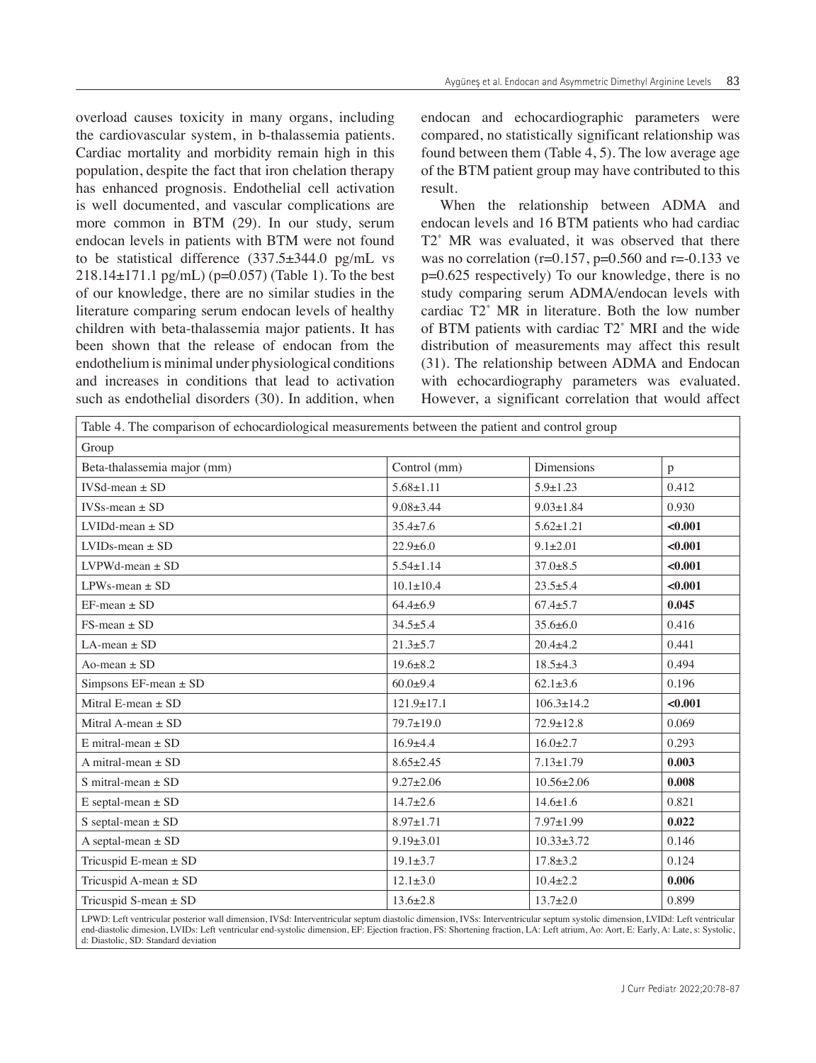overload causes toxicity in many organs, including the cardiovascular system, in b-thalassemia patients. Cardiac mortality and morbidity remain high in this population, despite the fact that iron chelation therapy has enhanced prognosis. Endothelial cell activation is well documented, and vascular complications are more common in BTM (29). In our study, serum endocan levels in patients with BTM were not found to be statistical difference (337.5±344.0 pg/mL vs 218.14±171.1 pg/mL) (p=0.057) (Table 1). To the best of our knowledge, there are no similar studies in the literature comparing serum endocan levels of healthy children with beta-thalassemia major patients. It has been shown that the release of endocan from the endothelium is minimal under physiological conditions and increases in conditions that lead to activation such as endothelial disorders (30). In addition, when endocan and echocardiographic parameters were compared, no statistically significant relationship was found between them (Table 4, 5). The low average age of the BTM patient group may have contributed to this result.

When the relationship between ADMA and endocan levels and 16 BTM patients who had cardiac T2* MR was evaluated, it was observed that there was no correlation (r=0.157, p=0.560 and r=-0.133 ve p=0.625 respectively) To our knowledge, there is no study comparing serum ADMA/endocan levels with cardiac T2* MR in literature. Both the low number of BTM patients with cardiac T2* MRI and the wide distribution of measurements may affect this result (31). The relationship between ADMA and Endocan with echocardiography parameters was evaluated. However, a significant correlation that would affect

Table 4. The comparison of echocardiological measurements between the patient and control group

| Group | | | |
|---|---|---|---|
| Beta-thalassemia major (mm) | Control (mm) | Dimensions | p |
| IVSd-mean ± SD | 5.68±1.11 | 5.9±1.23 | 0.412 |
| IVSs-mean ± SD | 9.08±3.44 | 9.03±1.84 | 0.930 |
| LVIDd-mean ± SD | 35.4±7.6 | 5.62±1.21 | **<0.001** |
| LVIDs-mean ± SD | 22.9±6.0 | 9.1±2.01 | **<0.001** |
| LVPWd-mean ± SD | 5.54±1.14 | 37.0±8.5 | **<0.001** |
| LPWs-mean ± SD | 10.1±10.4 | 23.5±5.4 | **<0.001** |
| EF-mean ± SD | 64.4±6.9 | 67.4±5.7 | **0.045** |
| FS-mean ± SD | 34.5±5.4 | 35.6±6.0 | 0.416 |
| LA-mean ± SD | 21.3±5.7 | 20.4±4.2 | 0.441 |
| Ao-mean ± SD | 19.6±8.2 | 18.5±4.3 | 0.494 |
| Simpsons EF-mean ± SD | 60.0±9.4 | 62.1±3.6 | 0.196 |
| Mitral E-mean ± SD | 121.9±17.1 | 106.3±14.2 | **<0.001** |
| Mitral A-mean ± SD | 79.7±19.0 | 72.9±12.8 | 0.069 |
| E mitral-mean ± SD | 16.9±4.4 | 16.0±2.7 | 0.293 |
| A mitral-mean ± SD | 8.65±2.45 | 7.13±1.79 | **0.003** |
| S mitral-mean ± SD | 9.27±2.06 | 10.56±2.06 | **0.008** |
| E septal-mean ± SD | 14.7±2.6 | 14.6±1.6 | 0.821 |
| S septal-mean ± SD | 8.97±1.71 | 7.97±1.99 | **0.022** |
| A septal-mean ± SD | 9.19±3.01 | 10.33±3.72 | 0.146 |
| Tricuspid E-mean ± SD | 19.1±3.7 | 17.8±3.2 | 0.124 |
| Tricuspid A-mean ± SD | 12.1±3.0 | 10.4±2.2 | **0.006** |
| Tricuspid S-mean ± SD | 13.6±2.8 | 13.7±2.0 | 0.899 |

LPWD: Left ventricular posterior wall dimension, IVSd: Interventricular septum diastolic dimension, IVSs: Interventricular septum systolic dimension, LVIDd: Left ventricular end-diastolic dimesion, LVIDs: Left ventricular end-systolic dimension, EF: Ejection fraction, FS: Shortening fraction, LA: Left atrium, Ao: Aort, E: Early, A: Late, s: Systolic, d: Diastolic, SD: Standard deviation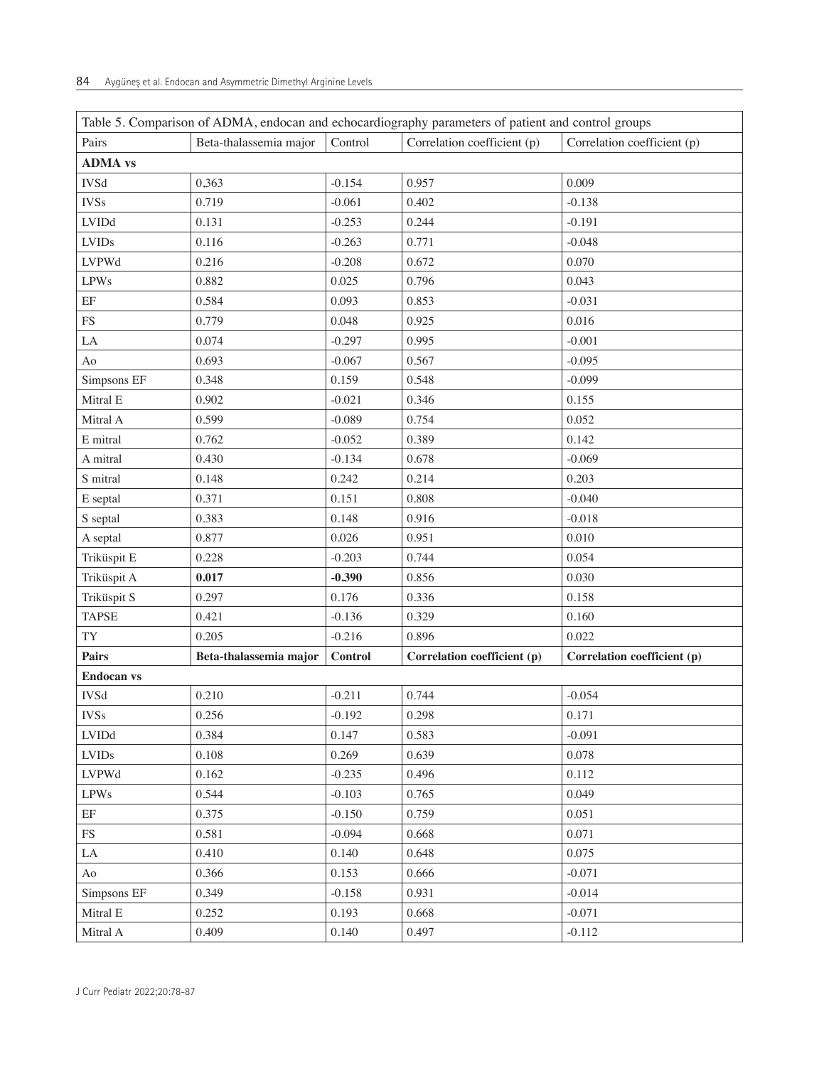| Table 5. Comparison of ADMA, endocan and echocardiography parameters of patient and control groups | | | | |
|---|---|---|---|---|
| Pairs | Beta-thalassemia major | Control | Correlation coefficient (p) | Correlation coefficient (p) |
| **ADMA vs** | | | | |
| IVSd | 0,363 | -0.154 | 0.957 | 0.009 |
| IVSs | 0.719 | -0.061 | 0.402 | -0.138 |
| LVIDd | 0.131 | -0.253 | 0.244 | -0.191 |
| LVIDs | 0.116 | -0.263 | 0.771 | -0.048 |
| LVPWd | 0.216 | -0.208 | 0.672 | 0.070 |
| LPWs | 0.882 | 0.025 | 0.796 | 0.043 |
| EF | 0.584 | 0.093 | 0.853 | -0.031 |
| FS | 0.779 | 0.048 | 0.925 | 0.016 |
| LA | 0.074 | -0.297 | 0.995 | -0.001 |
| Ao | 0.693 | -0.067 | 0.567 | -0.095 |
| Simpsons EF | 0.348 | 0.159 | 0.548 | -0.099 |
| Mitral E | 0.902 | -0.021 | 0.346 | 0.155 |
| Mitral A | 0.599 | -0.089 | 0.754 | 0.052 |
| E mitral | 0.762 | -0.052 | 0.389 | 0.142 |
| A mitral | 0.430 | -0.134 | 0.678 | -0.069 |
| S mitral | 0.148 | 0.242 | 0.214 | 0.203 |
| E septal | 0.371 | 0.151 | 0.808 | -0.040 |
| S septal | 0.383 | 0.148 | 0.916 | -0.018 |
| A septal | 0.877 | 0.026 | 0.951 | 0.010 |
| Triküspit E | 0.228 | -0.203 | 0.744 | 0.054 |
| Triküspit A | **0.017** | **-0.390** | 0.856 | 0.030 |
| Triküspit S | 0.297 | 0.176 | 0.336 | 0.158 |
| TAPSE | 0.421 | -0.136 | 0.329 | 0.160 |
| TY | 0.205 | -0.216 | 0.896 | 0.022 |
| **Pairs** | **Beta-thalassemia major** | **Control** | **Correlation coefficient (p)** | **Correlation coefficient (p)** |
| **Endocan vs** | | | | |
| IVSd | 0.210 | -0.211 | 0.744 | -0.054 |
| IVSs | 0.256 | -0.192 | 0.298 | 0.171 |
| LVIDd | 0.384 | 0.147 | 0.583 | -0.091 |
| LVIDs | 0.108 | 0.269 | 0.639 | 0.078 |
| LVPWd | 0.162 | -0.235 | 0.496 | 0.112 |
| LPWs | 0.544 | -0.103 | 0.765 | 0.049 |
| EF | 0.375 | -0.150 | 0.759 | 0.051 |
| FS | 0.581 | -0.094 | 0.668 | 0.071 |
| LA | 0.410 | 0.140 | 0.648 | 0.075 |
| Ao | 0.366 | 0.153 | 0.666 | -0.071 |
| Simpsons EF | 0.349 | -0.158 | 0.931 | -0.014 |
| Mitral E | 0.252 | 0.193 | 0.668 | -0.071 |
| Mitral A | 0.409 | 0.140 | 0.497 | -0.112 |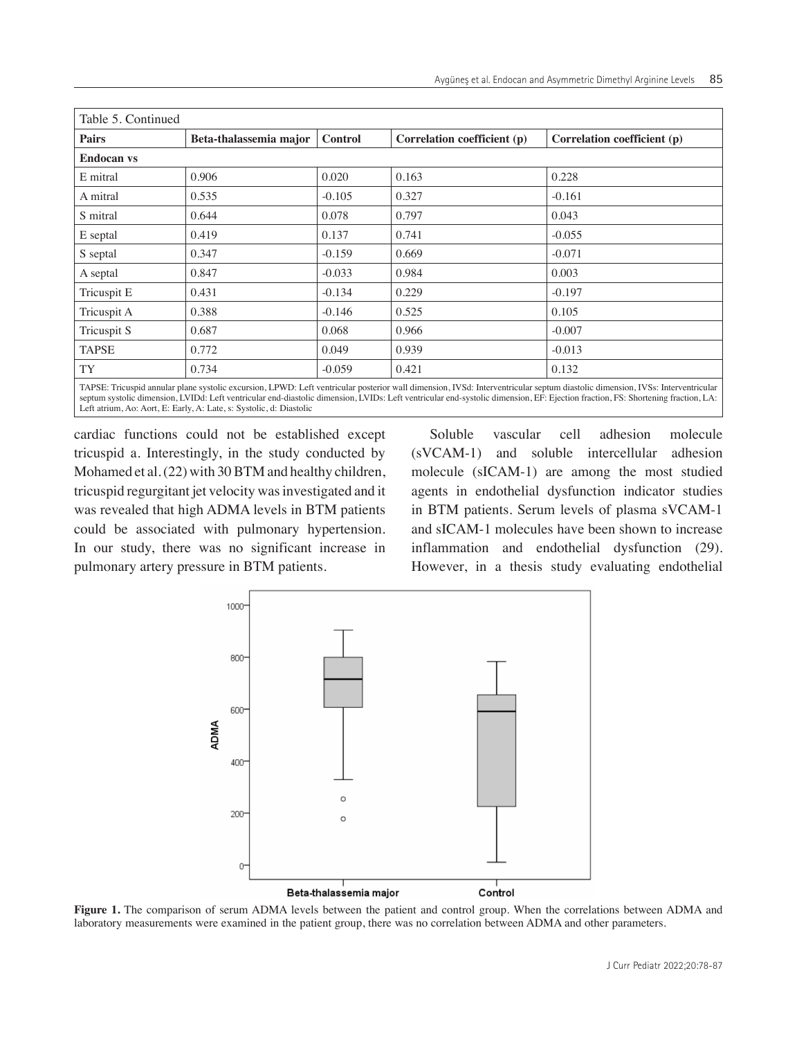| Table 5. Continued | | | | |
|---|---|---|---|---|
| **Pairs** | **Beta-thalassemia major** | **Control** | **Correlation coefficient (p)** | **Correlation coefficient (p)** |
| **Endocan vs** | | | | |
| E mitral | 0.906 | 0.020 | 0.163 | 0.228 |
| A mitral | 0.535 | -0.105 | 0.327 | -0.161 |
| S mitral | 0.644 | 0.078 | 0.797 | 0.043 |
| E septal | 0.419 | 0.137 | 0.741 | -0.055 |
| S septal | 0.347 | -0.159 | 0.669 | -0.071 |
| A septal | 0.847 | -0.033 | 0.984 | 0.003 |
| Tricuspit E | 0.431 | -0.134 | 0.229 | -0.197 |
| Tricuspit A | 0.388 | -0.146 | 0.525 | 0.105 |
| Tricuspit S | 0.687 | 0.068 | 0.966 | -0.007 |
| TAPSE | 0.772 | 0.049 | 0.939 | -0.013 |
| TY | 0.734 | -0.059 | 0.421 | 0.132 |

TAPSE: Tricuspid annular plane systolic excursion, LPWD: Left ventricular posterior wall dimension, IVSd: Interventricular septum diastolic dimension, IVSs: Interventricular septum systolic dimension, LVIDd: Left ventricular end-diastolic dimension, LVIDs: Left ventricular end-systolic dimension, EF: Ejection fraction, FS: Shortening fraction, LA: Left atrium, Ao: Aort, E: Early, A: Late, s: Systolic, d: Diastolic

cardiac functions could not be established except tricuspid a. Interestingly, in the study conducted by Mohamed et al. (22) with 30 BTM and healthy children, tricuspid regurgitant jet velocity was investigated and it was revealed that high ADMA levels in BTM patients could be associated with pulmonary hypertension. In our study, there was no significant increase in pulmonary artery pressure in BTM patients.

Soluble vascular cell adhesion molecule (sVCAM-1) and soluble intercellular adhesion molecule (sICAM-1) are among the most studied agents in endothelial dysfunction indicator studies in BTM patients. Serum levels of plasma sVCAM-1 and sICAM-1 molecules have been shown to increase inflammation and endothelial dysfunction (29). However, in a thesis study evaluating endothelial

**Figure 1.** The comparison of serum ADMA levels between the patient and control group. When the correlations between ADMA and laboratory measurements were examined in the patient group, there was no correlation between ADMA and other parameters.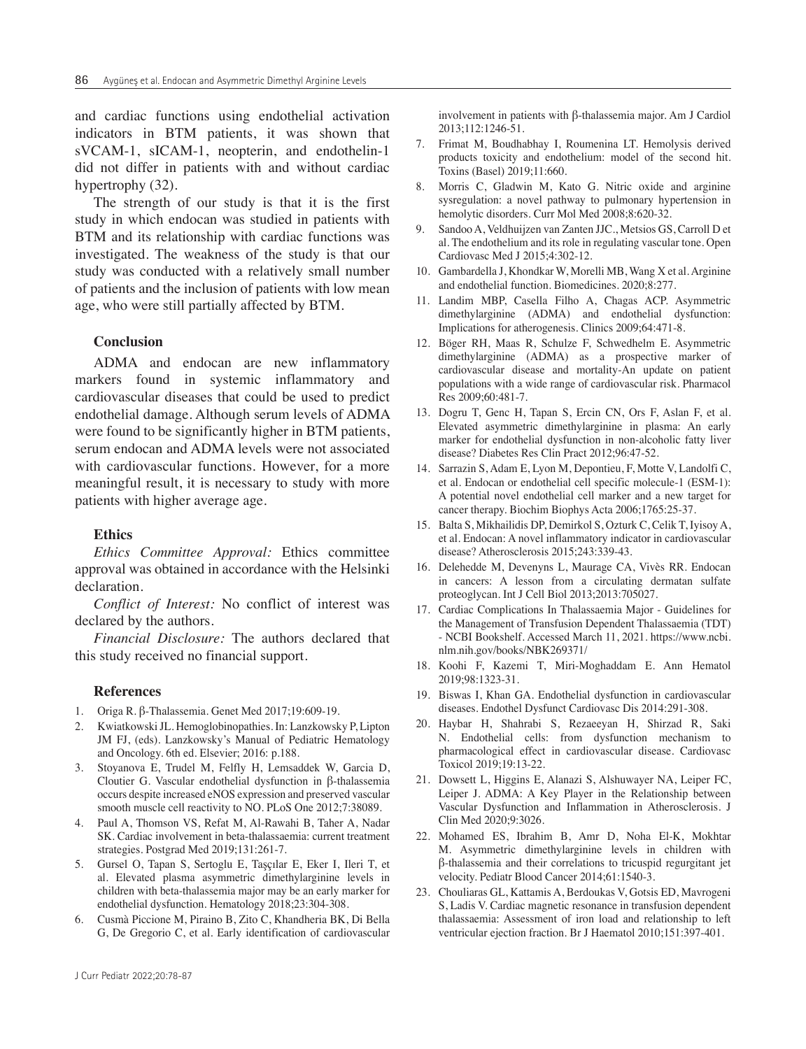and cardiac functions using endothelial activation indicators in BTM patients, it was shown that sVCAM-1, sICAM-1, neopterin, and endothelin-1 did not differ in patients with and without cardiac hypertrophy (32).

The strength of our study is that it is the first study in which endocan was studied in patients with BTM and its relationship with cardiac functions was investigated. The weakness of the study is that our study was conducted with a relatively small number of patients and the inclusion of patients with low mean age, who were still partially affected by BTM.

## Conclusion

ADMA and endocan are new inflammatory markers found in systemic inflammatory and cardiovascular diseases that could be used to predict endothelial damage. Although serum levels of ADMA were found to be significantly higher in BTM patients, serum endocan and ADMA levels were not associated with cardiovascular functions. However, for a more meaningful result, it is necessary to study with more patients with higher average age.

## Ethics

*Ethics Committee Approval:* Ethics committee approval was obtained in accordance with the Helsinki declaration.

*Conflict of Interest:* No conflict of interest was declared by the authors.

*Financial Disclosure:* The authors declared that this study received no financial support.

## References

1. Origa R. β-Thalassemia. Genet Med 2017;19:609-19.
2. Kwiatkowski JL. Hemoglobinopathies. In: Lanzkowsky P, Lipton JM FJ, (eds). Lanzkowsky's Manual of Pediatric Hematology and Oncology. 6th ed. Elsevier; 2016: p.188.
3. Stoyanova E, Trudel M, Felfly H, Lemsaddek W, Garcia D, Cloutier G. Vascular endothelial dysfunction in β-thalassemia occurs despite increased eNOS expression and preserved vascular smooth muscle cell reactivity to NO. PLoS One 2012;7:38089.
4. Paul A, Thomson VS, Refat M, Al-Rawahi B, Taher A, Nadar SK. Cardiac involvement in beta-thalassaemia: current treatment strategies. Postgrad Med 2019;131:261-7.
5. Gursel O, Tapan S, Sertoglu E, Taşçılar E, Eker I, Ileri T, et al. Elevated plasma asymmetric dimethylarginine levels in children with beta-thalassemia major may be an early marker for endothelial dysfunction. Hematology 2018;23:304-308.
6. Cusmà Piccione M, Piraino B, Zito C, Khandheria BK, Di Bella G, De Gregorio C, et al. Early identification of cardiovascular involvement in patients with β-thalassemia major. Am J Cardiol 2013;112:1246-51.
7. Frimat M, Boudhabhay I, Roumenina LT. Hemolysis derived products toxicity and endothelium: model of the second hit. Toxins (Basel) 2019;11:660.
8. Morris C, Gladwin M, Kato G. Nitric oxide and arginine sysregulation: a novel pathway to pulmonary hypertension in hemolytic disorders. Curr Mol Med 2008;8:620-32.
9. Sandoo A, Veldhuijzen van Zanten JJC., Metsios GS, Carroll D et al. The endothelium and its role in regulating vascular tone. Open Cardiovasc Med J 2015;4:302-12.
10. Gambardella J, Khondkar W, Morelli MB, Wang X et al. Arginine and endothelial function. Biomedicines. 2020;8:277.
11. Landim MBP, Casella Filho A, Chagas ACP. Asymmetric dimethylarginine (ADMA) and endothelial dysfunction: Implications for atherogenesis. Clinics 2009;64:471-8.
12. Böger RH, Maas R, Schulze F, Schwedhelm E. Asymmetric dimethylarginine (ADMA) as a prospective marker of cardiovascular disease and mortality-An update on patient populations with a wide range of cardiovascular risk. Pharmacol Res 2009;60:481-7.
13. Dogru T, Genc H, Tapan S, Ercin CN, Ors F, Aslan F, et al. Elevated asymmetric dimethylarginine in plasma: An early marker for endothelial dysfunction in non-alcoholic fatty liver disease? Diabetes Res Clin Pract 2012;96:47-52.
14. Sarrazin S, Adam E, Lyon M, Depontieu, F, Motte V, Landolfi C, et al. Endocan or endothelial cell specific molecule-1 (ESM-1): A potential novel endothelial cell marker and a new target for cancer therapy. Biochim Biophys Acta 2006;1765:25-37.
15. Balta S, Mikhailidis DP, Demirkol S, Ozturk C, Celik T, Iyisoy A, et al. Endocan: A novel inflammatory indicator in cardiovascular disease? Atherosclerosis 2015;243:339-43.
16. Delehedde M, Devenyns L, Maurage CA, Vivès RR. Endocan in cancers: A lesson from a circulating dermatan sulfate proteoglycan. Int J Cell Biol 2013;2013:705027.
17. Cardiac Complications In Thalassaemia Major - Guidelines for the Management of Transfusion Dependent Thalassaemia (TDT) - NCBI Bookshelf. Accessed March 11, 2021. https://www.ncbi.nlm.nih.gov/books/NBK269371/
18. Koohi F, Kazemi T, Miri-Moghaddam E. Ann Hematol 2019;98:1323-31.
19. Biswas I, Khan GA. Endothelial dysfunction in cardiovascular diseases. Endothel Dysfunct Cardiovasc Dis 2014:291-308.
20. Haybar H, Shahrabi S, Rezaeeyan H, Shirzad R, Saki N. Endothelial cells: from dysfunction mechanism to pharmacological effect in cardiovascular disease. Cardiovasc Toxicol 2019;19:13-22.
21. Dowsett L, Higgins E, Alanazi S, Alshuwayer NA, Leiper FC, Leiper J. ADMA: A Key Player in the Relationship between Vascular Dysfunction and Inflammation in Atherosclerosis. J Clin Med 2020;9:3026.
22. Mohamed ES, Ibrahim B, Amr D, Noha El-K, Mokhtar M. Asymmetric dimethylarginine levels in children with β-thalassemia and their correlations to tricuspid regurgitant jet velocity. Pediatr Blood Cancer 2014;61:1540-3.
23. Chouliaras GL, Kattamis A, Berdoukas V, Gotsis ED, Mavrogeni S, Ladis V. Cardiac magnetic resonance in transfusion dependent thalassaemia: Assessment of iron load and relationship to left ventricular ejection fraction. Br J Haematol 2010;151:397-401.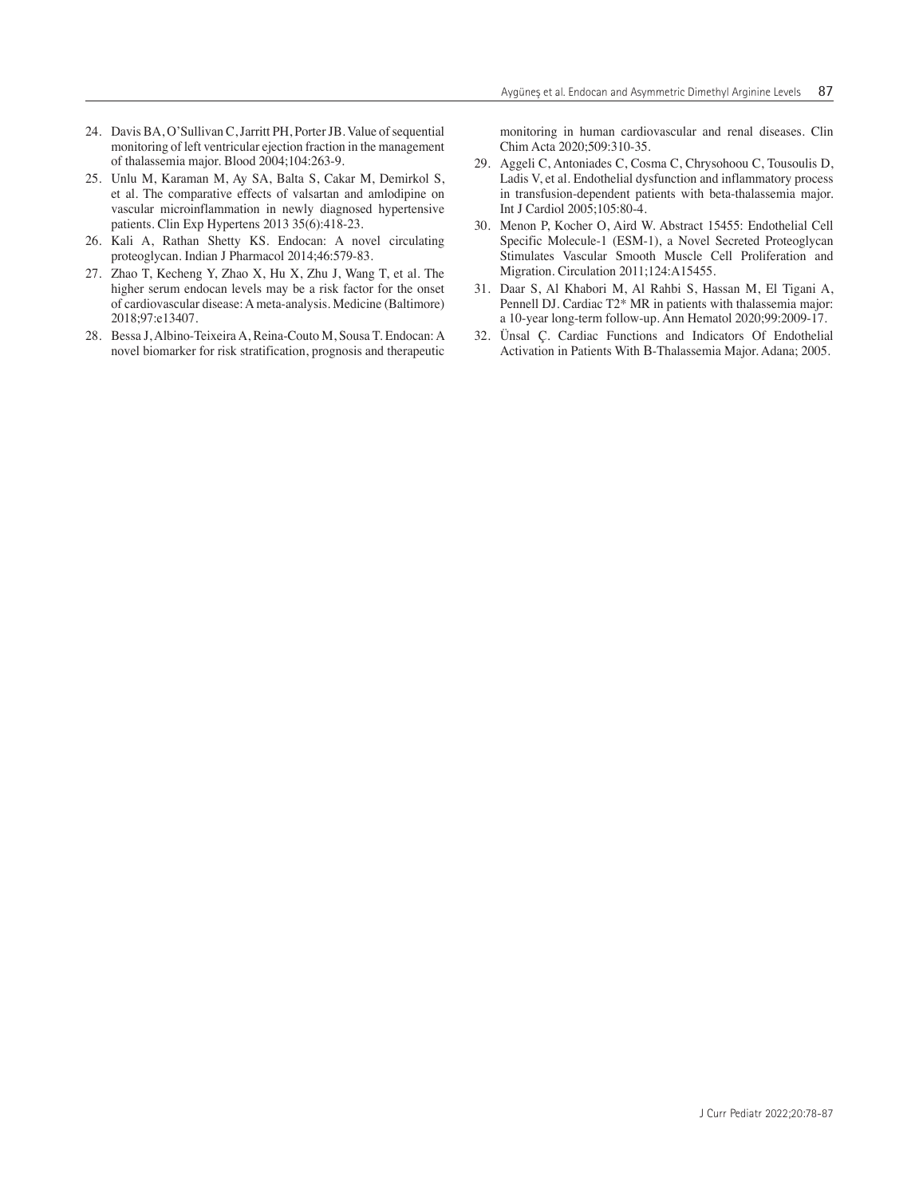24. Davis BA, O'Sullivan C, Jarritt PH, Porter JB. Value of sequential monitoring of left ventricular ejection fraction in the management of thalassemia major. Blood 2004;104:263-9.
25. Unlu M, Karaman M, Ay SA, Balta S, Cakar M, Demirkol S, et al. The comparative effects of valsartan and amlodipine on vascular microinflammation in newly diagnosed hypertensive patients. Clin Exp Hypertens 2013 35(6):418-23.
26. Kali A, Rathan Shetty KS. Endocan: A novel circulating proteoglycan. Indian J Pharmacol 2014;46:579-83.
27. Zhao T, Kecheng Y, Zhao X, Hu X, Zhu J, Wang T, et al. The higher serum endocan levels may be a risk factor for the onset of cardiovascular disease: A meta-analysis. Medicine (Baltimore) 2018;97:e13407.
28. Bessa J, Albino-Teixeira A, Reina-Couto M, Sousa T. Endocan: A novel biomarker for risk stratification, prognosis and therapeutic monitoring in human cardiovascular and renal diseases. Clin Chim Acta 2020;509:310-35.
29. Aggeli C, Antoniades C, Cosma C, Chrysohoou C, Tousoulis D, Ladis V, et al. Endothelial dysfunction and inflammatory process in transfusion-dependent patients with beta-thalassemia major. Int J Cardiol 2005;105:80-4.
30. Menon P, Kocher O, Aird W. Abstract 15455: Endothelial Cell Specific Molecule-1 (ESM-1), a Novel Secreted Proteoglycan Stimulates Vascular Smooth Muscle Cell Proliferation and Migration. Circulation 2011;124:A15455.
31. Daar S, Al Khabori M, Al Rahbi S, Hassan M, El Tigani A, Pennell DJ. Cardiac T2* MR in patients with thalassemia major: a 10-year long-term follow-up. Ann Hematol 2020;99:2009-17.
32. Ünsal Ç. Cardiac Functions and Indicators Of Endothelial Activation in Patients With B-Thalassemia Major. Adana; 2005.